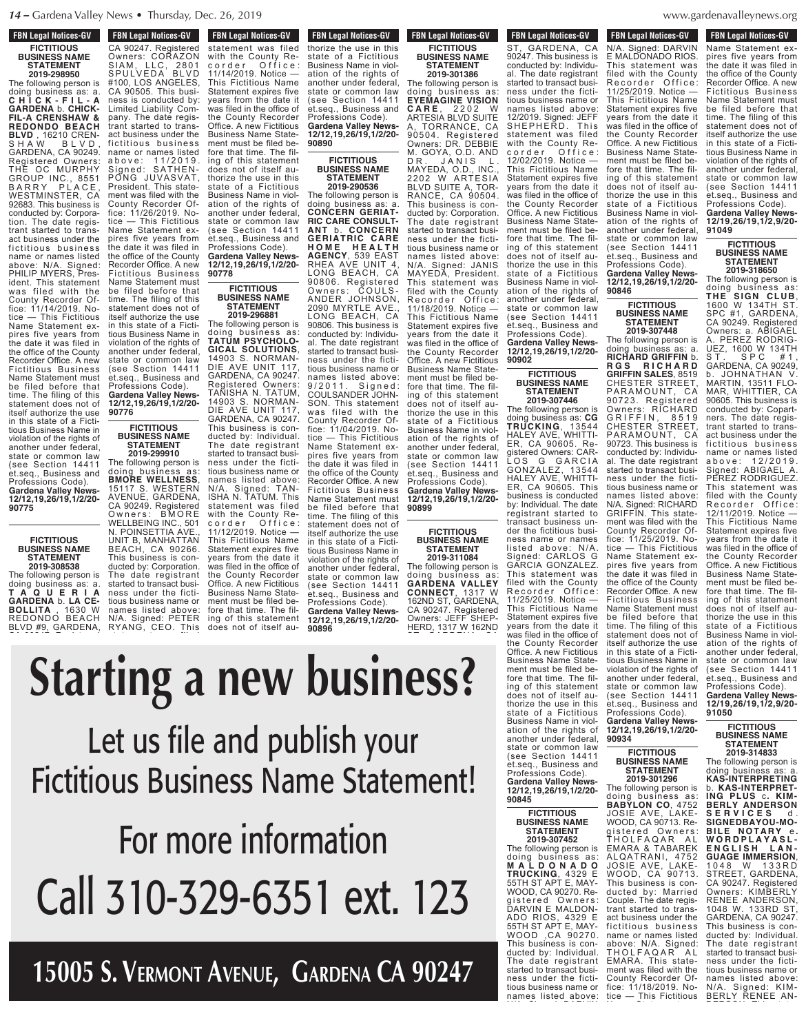FBN Legal Notices-GV

**FICTITIOUS BUSINESS NAME STATEMENT**
**2019-298950**

The following person is doing business as: a. **CHICK-FIL-A GARDENA** b. **CHICK-FIL-A CRENSHAW & REDONDO BEACH BLVD**, 16210 CRENSHAW BLVD, GARDENA, CA 90249. Registered Owners: THE OC MURPHY GROUP INC., 8551 BARRY PLACE, WESTMINSTER, CA 92683. This business is conducted by: Corporation. The date registrant started to transact business under the fictitious business name or names listed above: N/A. Signed: PHILIP MYERS, President. This statement was filed with the County Recorder Office: 11/14/2019. Notice — This Fictitious Name Statement expires five years from the date it was filed in the office of the County Recorder Office. A new Fictitious Business Name Statement must be filed before that time. The filing of this statement does not of itself authorize the use in this state of a Fictitious Business Name in violation of the rights of another under federal, state or common law (see Section 14411 et.seq., Business and Professions Code).
**Gardena Valley News-12/12,19,26/19,1/2/20-90775**

**FICTITIOUS BUSINESS NAME STATEMENT**
**2019-308538**

The following person is doing business as: a. **TAQUERIA GARDENA** b. **LA CEBOLLITA**, 1630 W REDONDO BEACH BLVD #9, GARDENA, CA 90247. Registered Owners: CORAZON SIAM, LLC, 2801 SPULVEDA BLVD #100, LOS ANGELES, CA 90505. This business is conducted by: Limited Liability Company. The date registrant started to transact business under the fictitious business name or names listed above: 11/2019. Signed: SATHENPONG JUVASVAT, President. This statement was filed with the County Recorder Office: 11/26/2019. Notice — This Fictitious Name Statement expires five years from the date it was filed in the office of the County Recorder Office. A new Fictitious Business Name Statement must be filed before that time. The filing of this statement does not of itself authorize the use in this state of a Fictitious Business Name in violation of the rights of another under federal, state or common law (see Section 14411 et.seq., Business and Professions Code).
**Gardena Valley News-12/12,19,26/19,1/2/20-90776**

**FICTITIOUS BUSINESS NAME STATEMENT**
**2019-299910**

The following person is doing business as: **BMORE WELLNESS**, 15117 S. WESTERN AVENUE, GARDENA, CA 90249. Registered Owners: BMORE WELLBEING INC., 501 N. POINSETTIA AVE., UNIT B, MANHATTAN BEACH, CA 90266. This business is conducted by: Corporation. The date registrant started to transact business under the fictitious business name or names listed above: N/A. Signed: PETER RYANG, CEO. This statement was filed with the County Recorder Office: 11/14/2019. Notice — This Fictitious Name Statement expires five years from the date it was filed in the office of the County Recorder Office. A new Fictitious Business Name Statement must be filed before that time. The filing of this statement does not of itself authorize the use in this state of a Fictitious Business Name in violation of the rights of another under federal, state or common law (see Section 14411 et.seq., Business and Professions Code).
**Gardena Valley News-12/12,19,26/19,1/2/20-90778**

**FICTITIOUS BUSINESS NAME STATEMENT**
**2019-296881**

The following person is doing business as: **TATUM PSYCHOLOGICAL SOLUTIONS**, 14903 S. NORMANDIE AVE UNIT 117, GARDENA, CA 90247. Registered Owners: TANISHA N. TATUM, 14903 S. NORMANDIE AVE UNIT 117, GARDENA, CA 90247. This business is conducted by: Individual. The date registrant started to transact business under the fictitious business name or names listed above: N/A. Signed: TANISHA N. TATUM. This statement was filed with the County Recorder Office: 11/12/2019. Notice — This Fictitious Name Statement expires five years from the date it was filed in the office of the County Recorder Office. A new Fictitious Business Name Statement must be filed before that time. The filing of this statement does not of itself authorize the use in this state of a Fictitious Business Name in violation of the rights of another under federal, state or common law (see Section 14411 et.seq., Business and Professions Code).
**Gardena Valley News-12/12,19,26/19,1/2/20-90890**

**FICTITIOUS BUSINESS NAME STATEMENT**
**2019-290536**

The following person is doing business as: a. **CONCERN GERIATRIC CARE CONSULTANT** b. **CONCERN GERIATRIC CARE HOME HEALTH AGENCY**, 539 EAST RHEA AVE UNIT 4, LONG BEACH, CA 90806. Registered Owners: COULSANDER JOHNSON, 2090 MYRTLE AVE., LONG BEACH, CA 90806. This business is conducted by: Individual. The date registrant started to transact business under the fictitious business name or names listed above: 9/2011. Signed: COULSANDER JOHNSON. This statement was filed with the County Recorder Office: 11/04/2019. Notice — This Fictitious Name Statement expires five years from the date it was filed in the office of the County Recorder Office. A new Fictitious Business Name Statement must be filed before that time. The filing of this statement does not of itself authorize the use in this state of a Fictitious Business Name in violation of the rights of another under federal, state or common law (see Section 14411 et.seq., Business and Professions Code).
**Gardena Valley News-12/12,19,26/19,1/2/20-90896**

**FICTITIOUS BUSINESS NAME STATEMENT**
**2019-301386**

The following person is doing business as: **EYEMAGINE VISION CARE**, 2202 W ARTESIA BLVD SUITE A, TORRANCE, CA 90504. Registered Owners: DR. DEBBIE M. GOYA, O.D. AND DR. JANIS L. MAYEDA, O.D., INC., 2202 W ARTESIA BLVD SUITE A, TORRANCE, CA 90504. This business is conducted by: Corporation. The date registrant started to transact business under the fictitious business name or names listed above: N/A. Signed: JANIS MAYEDA, President. This statement was filed with the County Recorder Office: 11/18/2019. Notice — This Fictitious Name Statement expires five years from the date it was filed in the office of the County Recorder Office. A new Fictitious Business Name Statement must be filed before that time. The filing of this statement does not of itself authorize the use in this state of a Fictitious Business Name in violation of the rights of another under federal, state or common law (see Section 14411 et.seq., Business and Professions Code).
**Gardena Valley News-12/12,19,26/19,1/2/20-90899**

**FICTITIOUS BUSINESS NAME STATEMENT**
**2019-311084**

The following person is doing business as: **GARDENA VALLEY CONNECT**, 1317 W 162ND ST, GARDENA, CA 90247. Registered Owners: JEFF SHEPHERD, 1317 W 162ND ST, GARDENA, CA 90247. This business is conducted by: Individual. The date registrant started to transact business under the fictitious business name or names listed above: 12/2019. Signed: JEFF SHEPHERD. This statement was filed with the County Recorder Office: 12/02/2019. Notice — This Fictitious Name Statement expires five years from the date it was filed in the office of the County Recorder Office. A new Fictitious Business Name Statement must be filed before that time. The filing of this statement does not of itself authorize the use in this state of a Fictitious Business Name in violation of the rights of another under federal, state or common law (see Section 14411 et.seq., Business and Professions Code).
**Gardena Valley News-12/12,19,26/19,1/2/20-90902**

**FICTITIOUS BUSINESS NAME STATEMENT**
**2019-307446**

The following person is doing business as: **CG TRUCKING**, 13544 HALEY AVE, WHITTIER, CA 90605. Registered Owners: CARLOS G GARCIA GONZALEZ, 13544 HALEY AVE, WHITTIER, CA 90605. This business is conducted by: Individual. The date registrant started to transact business under the fictitious business name or names listed above: N/A. Signed: CARLOS G GARCIA GONZALEZ. This statement was filed with the County Recorder Office: 11/25/2019. Notice — This Fictitious Name Statement expires five years from the date it was filed in the office of the County Recorder Office. A new Fictitious Business Name Statement must be filed before that time. The filing of this statement does not of itself authorize the use in this state of a Fictitious Business Name in violation of the rights of another under federal, state or common law (see Section 14411 et.seq., Business and Professions Code).
**Gardena Valley News-12/12,19,26/19,1/2/20-90845**

**FICTITIOUS BUSINESS NAME STATEMENT**
**2019-307452**

The following person is doing business as: **MALDONADO TRUCKING**, 4329 E 55TH ST APT E, MAYWOOD, CA 90270. Registered Owners: DARVIN E MALDONADO RIOS, 4329 E 55TH ST APT E, MAYWOOD ,CA 90270. This business is conducted by: Individual. The date registrant started to transact business under the fictitious business name or names listed above: N/A. Signed: DARVIN E MALDONADO RIOS. This statement was filed with the County Recorder Office: 11/25/2019. Notice — This Fictitious Name Statement expires five years from the date it was filed in the office of the County Recorder Office. A new Fictitious Business Name Statement must be filed before that time. The filing of this statement does not of itself authorize the use in this state of a Fictitious Business Name in violation of the rights of another under federal, state or common law (see Section 14411 et.seq., Business and Professions Code).
**Gardena Valley News-12/12,19,26/19,1/2/20-90846**

**FICTITIOUS BUSINESS NAME STATEMENT**
**2019-307448**

The following person is doing business as: a. **RICHARD GRIFFIN** b. **RGS RICHARD GRIFFIN SALES**, 8519 CHESTER STREET, PARAMOUNT, CA 90723. Registered Owners: RICHARD GRIFFIN, 8519 CHESTER STREET, PARAMOUNT, CA 90723. This business is conducted by: Individual. The date registrant started to transact business under the fictitious business name or names listed above: N/A. Signed: RICHARD GRIFFIN. This statement was filed with the County Recorder Office: 11/25/2019. Notice — This Fictitious Name Statement expires five years from the date it was filed in the office of the County Recorder Office. A new Fictitious Business Name Statement must be filed before that time. The filing of this statement does not of itself authorize the use in this state of a Fictitious Business Name in violation of the rights of another under federal, state or common law (see Section 14411 et.seq., Business and Professions Code).
**Gardena Valley News-12/12,19,26/19,1/2/20-90934**

**FICTITIOUS BUSINESS NAME STATEMENT**
**2019-301296**

The following person is doing business as: **BABYLON CO**, 4752 JOSIE AVE, LAKEWOOD, CA 90713. Registered Owners: THOLFAQAR AL EMARA & TABAREK ALQATRANI, 4752 JOSIE AVE, LAKEWOOD, CA 90713. This business is conducted by: Married Couple. The date registrant started to transact business under the fictitious business name or names listed above: N/A. Signed: THOLFAQAR AL EMARA. This statement was filed with the County Recorder Office: 11/18/2019. Notice — This Fictitious Name Statement expires five years from the date it was filed in the office of the County Recorder Office. A new Fictitious Business Name Statement must be filed before that time. The filing of this statement does not of itself authorize the use in this state of a Fictitious Business Name in violation of the rights of another under federal, state or common law (see Section 14411 et.seq., Business and Professions Code).
**Gardena Valley News-12/19,26/19,1/2,9/20-91049**

**FICTITIOUS BUSINESS NAME STATEMENT**
**2019-318650**

The following person is doing business as: **THE SIGN CLUB**, 1600 W 134TH ST. SPC #1, GARDENA, CA 90249. Registered Owners: a. ABIGAEL A. PEREZ RODRIGUEZ, 1600 W 134TH ST. SPC #1, GARDENA, CA 90249, b. JOHNATHAN V. MARTIN, 13511 FLOMAR, WHITTIER, CA 90605. This business is conducted by: Copartners. The date registrant started to transact business under the fictitious business name or names listed above: 12/2019. Signed: ABIGAEL A. PEREZ RODRIGUEZ. This statement was filed with the County Recorder Office: 12/11/2019. Notice — This Fictitious Name Statement expires five years from the date it was filed in the office of the County Recorder Office. A new Fictitious Business Name Statement must be filed before that time. The filing of this statement does not of itself authorize the use in this state of a Fictitious Business Name in violation of the rights of another under federal, state or common law (see Section 14411 et.seq., Business and Professions Code).
**Gardena Valley News-12/19,26/19,1/2,9/20-91050**

**FICTITIOUS BUSINESS NAME STATEMENT**
**2019-314833**

The following person is doing business as: a. **KAS-INTERPRETING** b. **KAS-INTERPRETING PLUS** c. **KIMBERLY ANDERSON SERVICES** d. **SIGNEDBAYOU-MOBILE NOTARY** e. **WORDPLAYASL-ENGLISH LANGUAGE IMMERSION**, 1048 W 133RD STREET, GARDENA, CA 90247. Registered Owners: KIMBERLY RENEE ANDERSON, 1048 W. 133RD ST, GARDENA, CA 90247. This business is conducted by: Individual. The date registrant started to transact business under the fictitious business name or names listed above: N/A. Signed: KIMBERLY RENEE AN-

# Starting a new business?

## Let us file and publish your Fictitious Business Name Statement!

## For more information

# Call 310-329-6351 ext. 123

## 15005 S. Vermont Avenue, Gardena CA 90247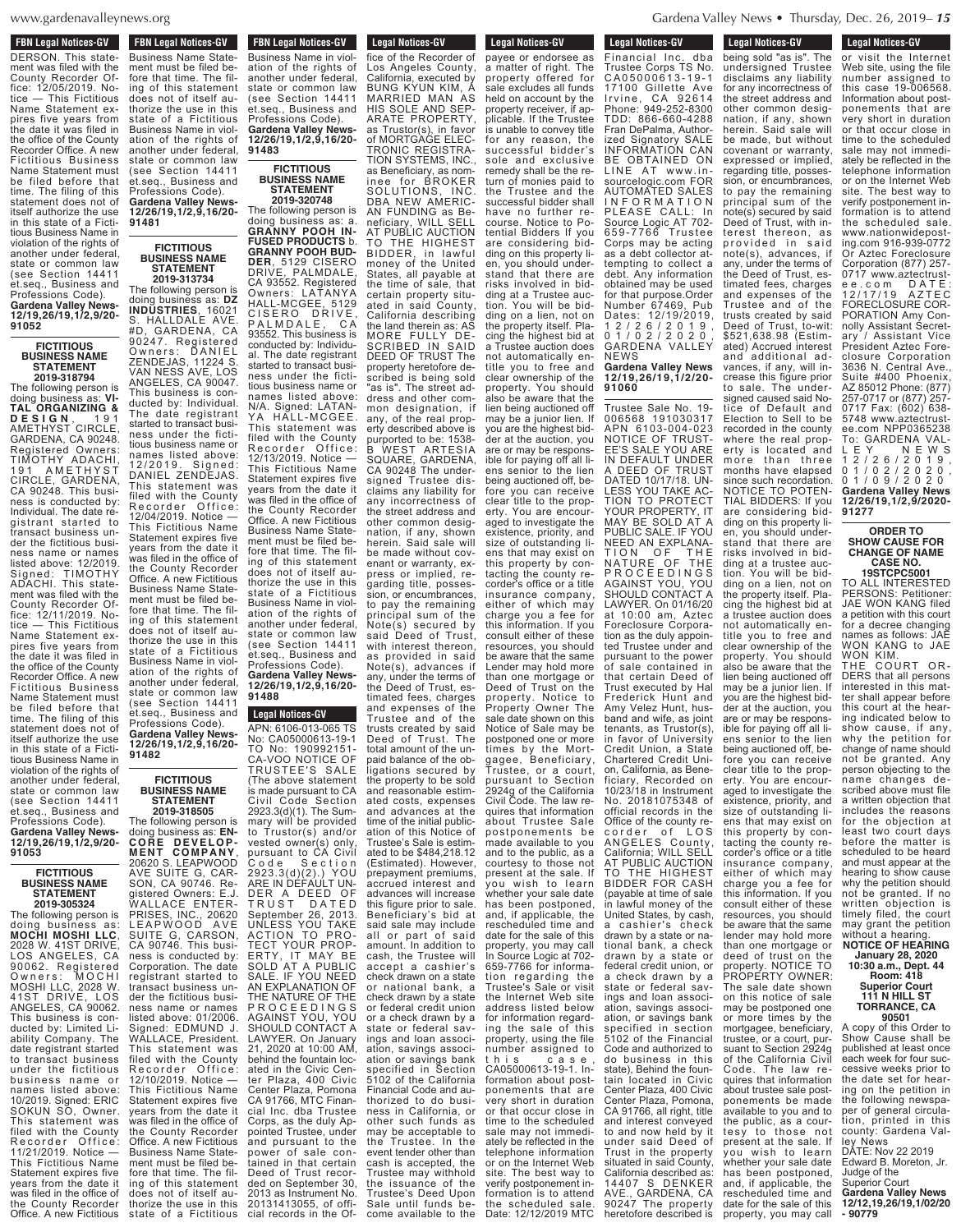**FBN Legal Notices-GV**

DERSON. This statement was filed with the County Recorder Office: 12/05/2019. Notice — This Fictitious Name Statement expires five years from the date it was filed in the office of the County Recorder Office. A new Fictitious Business Name Statement must be filed before that time. The filing of this statement does not of itself authorize the use in this state of a Fictitious Business Name in violation of the rights of another under federal, state or common law (see Section 14411 et.seq., Business and Professions Code).
**Gardena Valley News-12/19,26/19,1/2,9/20-91052**

**FICTITIOUS BUSINESS NAME STATEMENT**
**2019-318794**
The following person is doing business as: **VITAL ORGANIZING & DESIGN**, 191 AMETHYST CIRCLE, GARDENA, CA 90248. Registered Owners: TIMOTHY ADACHI, 191 AMETHYST CIRCLE, GARDENA, CA 90248. This business is conducted by: Individual. The date registrant started to transact business under the fictitious business name or names listed above: 12/2019. Signed: TIMOTHY ADACHI. This statement was filed with the County Recorder Office: 12/11/2019. Notice — This Fictitious Name Statement expires five years from the date it was filed in the office of the County Recorder Office. A new Fictitious Business Name Statement must be filed before that time. The filing of this statement does not of itself authorize the use in this state of a Fictitious Business Name in violation of the rights of another under federal, state or common law (see Section 14411 et.seq., Business and Professions Code).
**Gardena Valley News-12/19,26/19,1/2,9/20-91053**

**FICTITIOUS BUSINESS NAME STATEMENT**
**2019-305324**
The following person is doing business as: **MOCHI MOSHI LLC**, 2028 W. 41ST DRIVE, LOS ANGELES, CA 90062. Registered Owners: MOCHI MOSHI LLC, 2028 W. 41ST DRIVE, LOS ANGELES, CA 90062. This business is conducted by: Limited Liability Company. The date registrant started to transact business under the fictitious business name or names listed above: 10/2019. Signed: ERIC SOKUN SO, Owner. This statement was filed with the County Recorder Office: 11/21/2019. Notice — This Fictitious Name Statement expires five years from the date it was filed in the office of the County Recorder Office. A new Fictitious Business Name Statement must be filed before that time. The filing of this statement does not of itself authorize the use in this state of a Fictitious Business Name in violation of the rights of another under federal, state or common law (see Section 14411 et.seq., Business and Professions Code).
**Gardena Valley News-12/26/19,1/2,9,16/20-91481**

**FICTITIOUS BUSINESS NAME STATEMENT**
**2019-313734**
The following person is doing business as: **DZ INDUSTRIES**, 16021 S. HALLDALE AVE. #D, GARDENA, CA 90247. Registered Owners: DANIEL ZENDEJAS, 11224 S. VAN NESS AVE, LOS ANGELES, CA 90047. This business is conducted by: Individual. The date registrant started to transact business under the fictitious business name or names listed above: 12/2019. Signed: DANIEL ZENDEJAS. This statement was filed with the County Recorder Office: 12/04/2019. Notice — This Fictitious Name Statement expires five years from the date it was filed in the office of the County Recorder Office. A new Fictitious Business Name Statement must be filed before that time. The filing of this statement does not of itself authorize the use in this state of a Fictitious Business Name in violation of the rights of another under federal, state or common law (see Section 14411 et.seq., Business and Professions Code).
**Gardena Valley News-12/26/19,1/2,9,16/20-91482**

**FICTITIOUS BUSINESS NAME STATEMENT**
**2019-318505**
The following person is doing business as: **EN-CORE DEVELOPMENT COMPANY**, 20620 S. LEAPWOOD AVE SUITE G, CARSON, CA 90746. Registered Owners: E.J. WALLACE ENTERPRISES, INC., 20620 LEAPWOOD AVE SUITE G, CARSON, CA 90746. This business is conducted by: Corporation. The date registrant started to transact business under the fictitious business name or names listed above: 01/2006. Signed: EDMUND J. WALLACE, President. This statement was filed with the County Recorder Office: 12/10/2019. Notice — This Fictitious Name Statement expires five years from the date it was filed in the office of the County Recorder Office. A new Fictitious Business Name Statement must be filed before that time. The filing of this statement does not of itself authorize the use in this state of a Fictitious Business Name in violation of the rights of another under federal, state or common law (see Section 14411 et.seq., Business and Professions Code).
**Gardena Valley News-12/26/19,1/2,9,16/20-91483**

**FICTITIOUS BUSINESS NAME STATEMENT**
**2019-320748**
The following person is doing business as: a. **GRANNY POOH INFUSED PRODUCTS** b. **GRANNY POOH BUDDER**, 5129 CISERO DRIVE, PALMDALE, CA 93552. Registered Owners: LATANYA HALL-MCGEE, 5129 CISERO DRIVE, PALMDALE, CA 93552. This business is conducted by: Individual. The date registrant started to transact business under the fictitious business name or names listed above: N/A. Signed: LATANYA HALL-MCGEE. This statement was filed with the County Recorder Office: 12/13/2019. Notice — This Fictitious Name Statement expires five years from the date it was filed in the office of the County Recorder Office. A new Fictitious Business Name Statement must be filed before that time. The filing of this statement does not of itself authorize the use in this state of a Fictitious Business Name in violation of the rights of another under federal, state or common law (see Section 14411 et.seq., Business and Professions Code).
**Gardena Valley News-12/26/19,1/2,9,16/20-91488**

**Legal Notices-GV**

APN: 6106-013-065 TS No: CA05000613-19-1 TO No: 190992151-CA-VOO NOTICE OF TRUSTEE'S SALE (The above statement is made pursuant to CA Civil Code Section 2923.3(d)(1). The Summary will be provided to Trustor(s) and/or vested owner(s) only, pursuant to CA Civil Code Section 2923.3(d)(2).) YOU ARE IN DEFAULT UNDER A DEED OF TRUST DATED September 26, 2013. UNLESS YOU TAKE ACTION TO PROTECT YOUR PROPERTY, IT MAY BE SOLD AT A PUBLIC SALE. IF YOU NEED AN EXPLANATION OF THE NATURE OF THE PROCEEDINGS AGAINST YOU, YOU SHOULD CONTACT A LAWYER. On January 21, 2020 at 10:00 AM, behind the fountain located in the Civic Center Plaza, 400 Civic Center Plaza, Pomona CA 91766, MTC Financial Inc. dba Trustee Corps, as the duly Appointed Trustee, under and pursuant to the power of sale contained in that certain Deed of Trust recorded on September 30, 2013 as Instrument No. 20131413055, of official records in the Office of the Recorder of Los Angeles County, California, executed by BUNG KYUN KIM, A MARRIED MAN AS HIS SOLE AND SEPARATE PROPERTY, as Trustor(s), in favor of MORTGAGE ELECTRONIC REGISTRATION SYSTEMS, INC., as Beneficiary, as nominee for BROKER SOLUTIONS, INC. DBA NEW AMERICAN FUNDING as Beneficiary, WILL SELL AT PUBLIC AUCTION TO THE HIGHEST BIDDER, in lawful money of the United States, all payable at the time of sale, that certain property situated in said County, California describing the land therein as: AS MORE FULLY DESCRIBED IN SAID DEED OF TRUST The property heretofore described is being sold "as is". The street address and other common designation, if any, of the real property described above is purported to be: 1538-B WEST ARTESIA SQUARE, GARDENA, CA 90248 The undersigned Trustee disclaims any liability for any incorrectness of the street address and other common designation, if any, shown herein. Said sale will be made without covenant or warranty, express or implied, regarding title, possession, or encumbrances, to pay the remaining principal sum of the Note(s) secured by said Deed of Trust, with interest thereon, as provided in said Note(s), advances if any, under the terms of the Deed of Trust, estimated fees, charges and expenses of the Trustee and of the trusts created by said Deed of Trust. The total amount of the unpaid balance of the obligations secured by the property to be sold and reasonable estimated costs, expenses and advances at the time of the initial publication of this Notice of Trustee's Sale is estimated to be $484,218.12 (Estimated). However, prepayment premiums, accrued interest and advances will increase this figure prior to sale. Beneficiary's bid at said sale may include all or part of said amount. In addition to cash, the Trustee will accept a cashier's check drawn on a state or national bank, a check drawn by a state or federal credit union or a check drawn by a state or federal savings and loan association, savings association or savings bank specified in Section 5102 of the California Financial Code and authorized to do business in California, or other such funds as may be acceptable to the Trustee. In the event tender other than cash is accepted, the Trustee may withhold the issuance of the Trustee's Deed Upon Sale until funds become available to the payee or endorsee as a matter of right. The property offered for sale excludes all funds held on account by the property receiver, if applicable. If the Trustee is unable to convey title for any reason, the successful bidder's sole and exclusive remedy shall be the return of monies paid to the Trustee and the successful bidder shall have no further recourse. Notice to Potential Bidders If you are considering bidding on this property lien, you should understand that there are risks involved in bidding at a Trustee auction. You will be bidding on a lien, not on the property itself. Placing the highest bid at a Trustee auction does not automatically entitle you to free and clear ownership of the property. You should also be aware that the lien being auctioned off may be a junior lien. If you are the highest bidder at the auction, you are or may be responsible for paying off all liens senior to the lien being auctioned off, before you can receive clear title to the property. You are encouraged to investigate the existence, priority, and size of outstanding liens that may exist on this property by contacting the county recorder's office or a title insurance company, either of which may charge you a fee for this information. If you consult either of these resources, you should be aware that the same Lender may hold more than one mortgage or Deed of Trust on the property. Notice to Property Owner The sale date shown on this Notice of Sale may be postponed one or more times by the Mortgagee, Beneficiary, Trustee, or a court, pursuant to Section 2924g of the California Civil Code. The law requires that information about Trustee Sale postponements be made available to you and to the public, as a courtesy to those not present at the sale. If you wish to learn whether your sale date has been postponed, and, if applicable, the rescheduled time and date for the sale of this property, you may call In Source Logic at 702-659-7766 for information regarding the Trustee's Sale or visit the Internet Web site address listed below for information regarding the sale of this property, using the file number assigned to this case, CA05000613-19-1. Information about postponements that are very short in duration or that occur close in time to the scheduled sale may not immediately be reflected in the telephone information or on the Internet Web site. The best way to verify postponement information is to attend the scheduled sale. Date: 12/12/2019 MTC Financial Inc. dba Trustee Corps TS No. CA05000613-19-1 17100 Gillette Ave Irvine, CA 92614 Phone: 949-252-8300 TDD: 866-660-4288 Fran DePalma, Authorized Signatory SALE INFORMATION CAN BE OBTAINED ON LINE AT www.insourcelogic.com FOR AUTOMATED SALES INFORMATION PLEASE CALL: In Source Logic AT 702-659-7766 Trustee Corps may be acting as a debt collector attempting to collect a debt. Any information obtained may be used for that purpose.Order Number 67469, Pub Dates: 12/19/2019, 12/26/2019, 01/02/2020, GARDENA VALLEY NEWS
**Gardena Valley News 12/19,26/19,1/2/20-91060**

Trustee Sale No. 19-006568 191030317 APN 6103-004-023 NOTICE OF TRUSTEE'S SALE YOU ARE IN DEFAULT UNDER A DEED OF TRUST DATED 10/17/18. UNLESS YOU TAKE ACTION TO PROTECT YOUR PROPERTY, IT MAY BE SOLD AT A PUBLIC SALE. IF YOU NEED AN EXPLANATION OF THE NATURE OF THE PROCEEDINGS AGAINST YOU, YOU SHOULD CONTACT A LAWYER. On 01/16/20 at 10:00 am, Aztec Foreclosure Corporation as the duly appointed Trustee under and pursuant to the power of sale contained in that certain Deed of Trust executed by Hal Frederick Hunt and Amy Velez Hunt, husband and wife, as joint tenants, as Trustor(s), in favor of University Credit Union, a State Chartered Credit Union, California, as Beneficiary, Recorded on 10/23/18 in Instrument No. 20181075348 of official records in the Office of the county recorder of LOS ANGELES County, California; WILL SELL AT PUBLIC AUCTION TO THE HIGHEST BIDDER FOR CASH (payable at time of sale in lawful money of the United States, by cash, a cashier's check drawn by a state or national bank, a check drawn by a state or federal credit union, or a check drawn by a state or federal savings and loan association, savings association, or savings bank specified in section 5102 of the Financial Code and authorized to do business in this state), Behind the fountain located in Civic Center Plaza, 400 Civic Center Plaza, Pomona, CA 91766, all right, title and interest conveyed to and now held by it under said Deed of Trust in the property situated in said County, California described as: 14407 S. DENKER AVE., GARDENA, CA 90247 The property heretofore described is being sold "as is". The undersigned Trustee disclaims any liability for any incorrectness of the street address and other common designation, if any, shown herein. Said sale will be made, but without covenant or warranty, expressed or implied, regarding title, possession, or encumbrances, to pay the remaining principal sum of the note(s) secured by said Deed of Trust, with interest thereon, as provided in said note(s), advances, if any, under the terms of the Deed of Trust, estimated fees, charges and expenses of the Trustee and of the trusts created by said Deed of Trust, to-wit: $521,638.98 (Estimated) Accrued interest and additional advances, if any, will increase this figure prior to sale. The undersigned caused said Notice of Default and Election to Sell to be recorded in the county where the real property is located and more than three months have elapsed since such recordation. NOTICE TO POTENTIAL BIDDERS: If you are considering bidding on this property lien, you should understand that there are risks involved in bidding at a trustee auction. You will be bidding on a lien, not on the property itself. Placing the highest bid at a trustee auction does not automatically entitle you to free and clear ownership of the property. You should also be aware that the lien being auctioned off may be a junior lien. If you are the highest bidder at the auction, you are or may be responsible for paying off all liens senior to the lien being auctioned off, before you can receive clear title to the property. You are encouraged to investigate the existence, priority, and size of outstanding liens that may exist on this property by contacting the county recorder's office or a title insurance company, either of which may charge you a fee for this information. If you consult either of these resources, you should be aware that the same lender may hold more than one mortgage or deed of trust on the property. NOTICE TO PROPERTY OWNER: The sale date shown on this notice of sale may be postponed one or more times by the mortgagee, beneficiary, trustee, or a court, pursuant to Section 2924g of the California Civil Code. The law requires that information about trustee sale postponements be made available to you and to the public, as a courtesy to those not present at the sale. If you wish to learn whether your sale date has been postponed, and, if applicable, the rescheduled time and date for the sale of this property, you may call or visit the Internet Web site, using the file number assigned to this case 19-006568. Information about postponements that are very short in duration or that occur close in time to the scheduled sale may not immediately be reflected in the telephone information or on the Internet Web site. The best way to verify postponement information is to attend the scheduled sale. www.nationwideposting.com 916-939-0772 Or Aztec Foreclosure Corporation (877) 257-0717 www.aztectrustee.com DATE: 12/17/19 AZTEC FORECLOSURE CORPORATION Amy Connolly Assistant Secretary / Assistant Vice President Aztec Foreclosure Corporation 3636 N. Central Ave., Suite #400 Phoenix, AZ 85012 Phone: (877) 257-0717 or (877) 257-0717 Fax: (602) 638-5748 www.aztectrustee.com NPP0365238 To: GARDENA VALLEY NEWS 12/26/2019, 01/02/2020, 01/09/2020
**Gardena Valley News 12/26/19,1/2,9/2020-91277**

**ORDER TO SHOW CAUSE FOR CHANGE OF NAME**
**CASE NO. 19STCPC5001**
TO ALL INTERESTED PERSONS: Petitioner: JAE WON KANG filed a petition with this court for a decree changing names as follows: JAE WON KANG to JAE WON KIM.
THE COURT ORDERS that all persons interested in this matter shall appear before this court at the hearing indicated below to show cause, if any, why the petition for change of name should not be granted. Any person objecting to the name changes described above must file a written objection that includes the reasons for the objection at least two court days before the matter is scheduled to be heard and must appear at the hearing to show cause why the petition should not be granted. If no written objection is timely filed, the court may grant the petition without a hearing.
**NOTICE OF HEARING**
**January 28, 2020**
**10:30 a.m., Dept. 44**
**Room: 418**
**Superior Court**
**111 N HILL ST**
**TORRANCE, CA 90501**
A copy of this Order to Show Cause shall be published at least once each week for four successive weeks prior to the date set for hearing on the petition in the following newspaper of general circulation, printed in this county: Gardena Valley News
DATE: Nov 22 2019
Edward B. Moreton, Jr.
Judge of the Superior Court
**Gardena Valley News 12/12,19,26/19,1/02/20 - 90779**